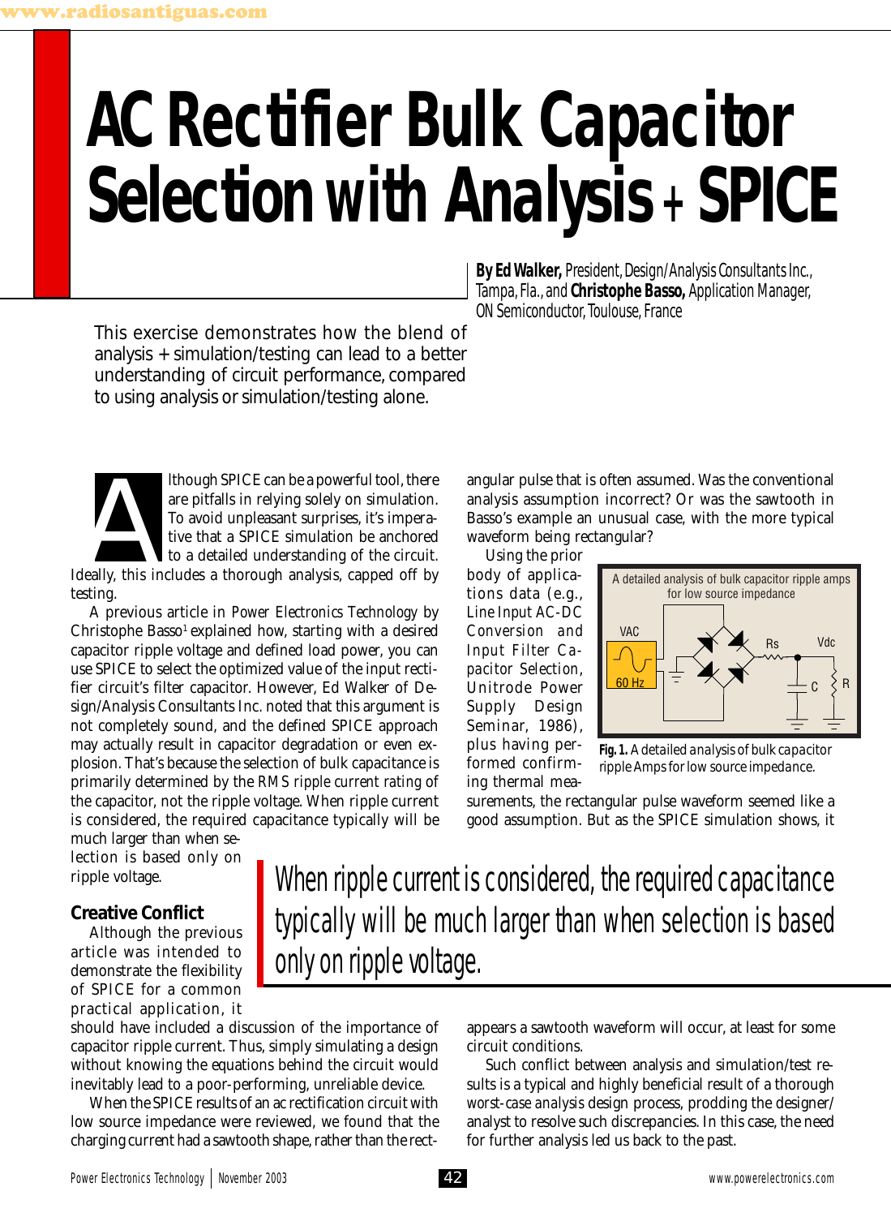# AC Rectifier Bulk Capacitor Selection with Analysis + SPICE

**By Ed Walker,** President, Design/Analysis Consultants Inc., Tampa, Fla., and **Christophe Basso,** Application Manager, ON Semiconductor, Toulouse, France

This exercise demonstrates how the blend of analysis + simulation/testing can lead to a better understanding of circuit performance, compared to using analysis or simulation/testing alone.

Although SPICE can be a powerful tool, there are pitfalls in relying solely on simulation. To avoid unpleasant surprises, it's imperative that a SPICE simulation be anchored to a detailed understanding of the circuit. Ideally, this includes a thorough analysis, capped off by testing.

A previous article in *Power Electronics Technology* by Christophe Basso[1] explained how, starting with a desired capacitor ripple voltage and defined load power, you can use SPICE to select the optimized value of the input rectifier circuit's filter capacitor. However, Ed Walker of Design/Analysis Consultants Inc. noted that this argument is not completely sound, and the defined SPICE approach may actually result in capacitor degradation or even explosion. That's because the selection of bulk capacitance is primarily determined by the *RMS ripple current rating* of the capacitor, not the ripple voltage. When ripple current is considered, the required capacitance typically will be much larger than when selection is based only on ripple voltage.

> When ripple current is considered, the required capacitance typically will be much larger than when selection is based only on ripple voltage.

## Creative Conflict

Although the previous article was intended to demonstrate the flexibility of SPICE for a common practical application, it should have included a discussion of the importance of capacitor ripple current. Thus, simply simulating a design without knowing the equations behind the circuit would inevitably lead to a poor-performing, unreliable device.

When the SPICE results of an ac rectification circuit with low source impedance were reviewed, we found that the charging current had a sawtooth shape, rather than the rectangular pulse that is often assumed. Was the conventional analysis assumption incorrect? Or was the sawtooth in Basso's example an unusual case, with the more typical waveform being rectangular?

Using the prior body of applications data (e.g., Line Input AC-DC Conversion and Input Filter Capacitor Selection, Unitrode Power Supply Design Seminar, 1986), plus having performed confirming thermal measurements, the rectangular pulse waveform seemed like a good assumption. But as the SPICE simulation shows, it appears a sawtooth waveform will occur, at least for some circuit conditions.

A detailed analysis of bulk capacitor ripple amps for low source impedance

**Fig. 1.** *A detailed analysis of bulk capacitor ripple Amps for low source impedance.*

Such conflict between analysis and simulation/test results is a typical and highly beneficial result of a thorough *worst-case analysis* design process, prodding the designer/analyst to resolve such discrepancies. In this case, the need for further analysis led us back to the past.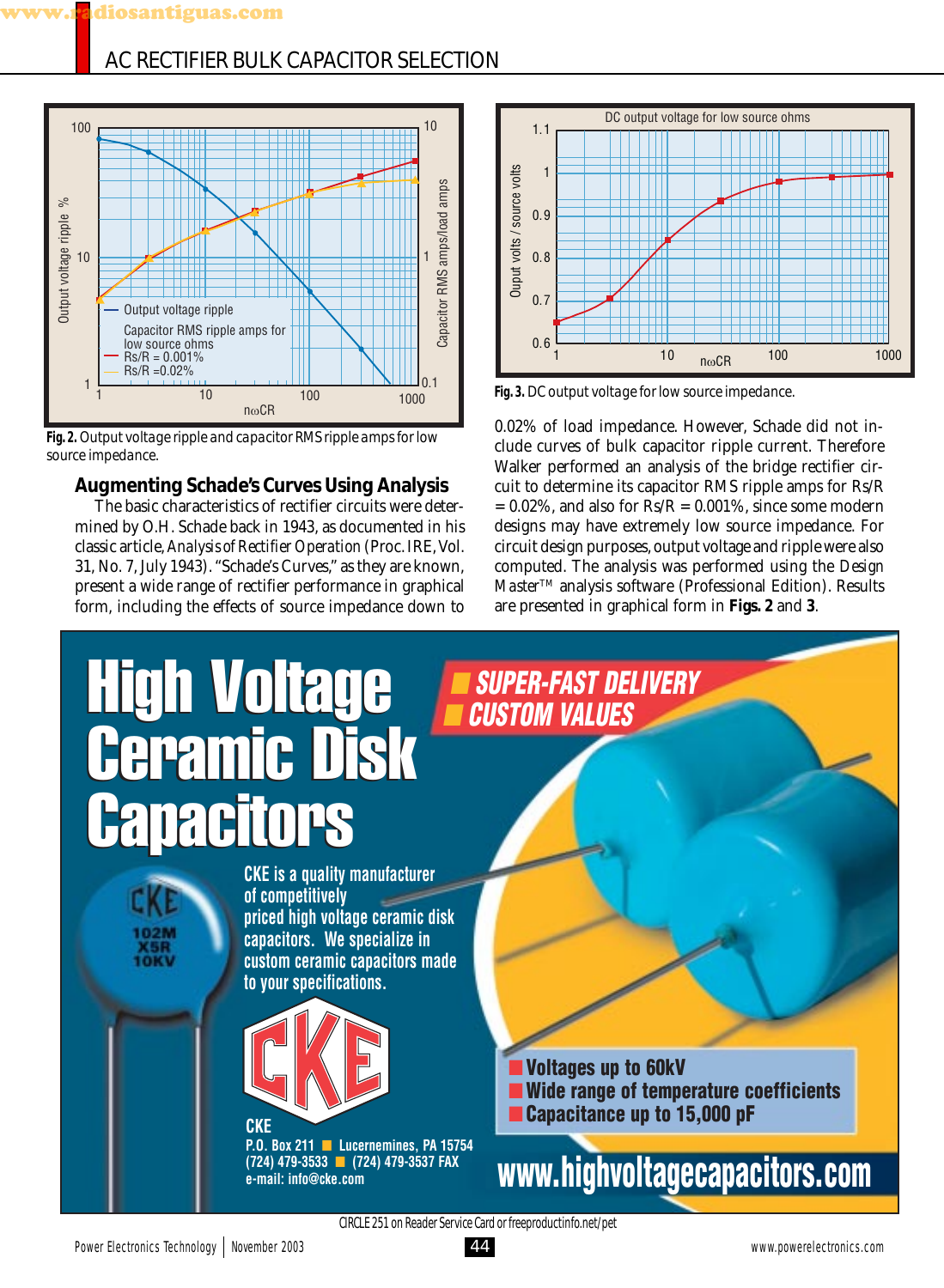Fig. 2. Output voltage ripple and capacitor RMS ripple amps for low source impedance.

Fig. 3. DC output voltage for low source impedance.

## Augmenting Schade's Curves Using Analysis

The basic characteristics of rectifier circuits were determined by O.H. Schade back in 1943, as documented in his classic article, *Analysis of Rectifier Operation* (Proc. IRE, Vol. 31, No. 7, July 1943). "Schade's Curves," as they are known, present a wide range of rectifier performance in graphical form, including the effects of source impedance down to 0.02% of load impedance. However, Schade did not include curves of bulk capacitor ripple current. Therefore Walker performed an analysis of the bridge rectifier circuit to determine its capacitor RMS ripple amps for Rs/R = 0.02%, and also for Rs/R = 0.001%, since some modern designs may have extremely low source impedance. For circuit design purposes, output voltage and ripple were also computed. The analysis was performed using the Design Master™ analysis software (Professional Edition). Results are presented in graphical form in **Figs. 2** and **3**.

CIRCLE 251 on Reader Service Card or freeproductinfo.net/pet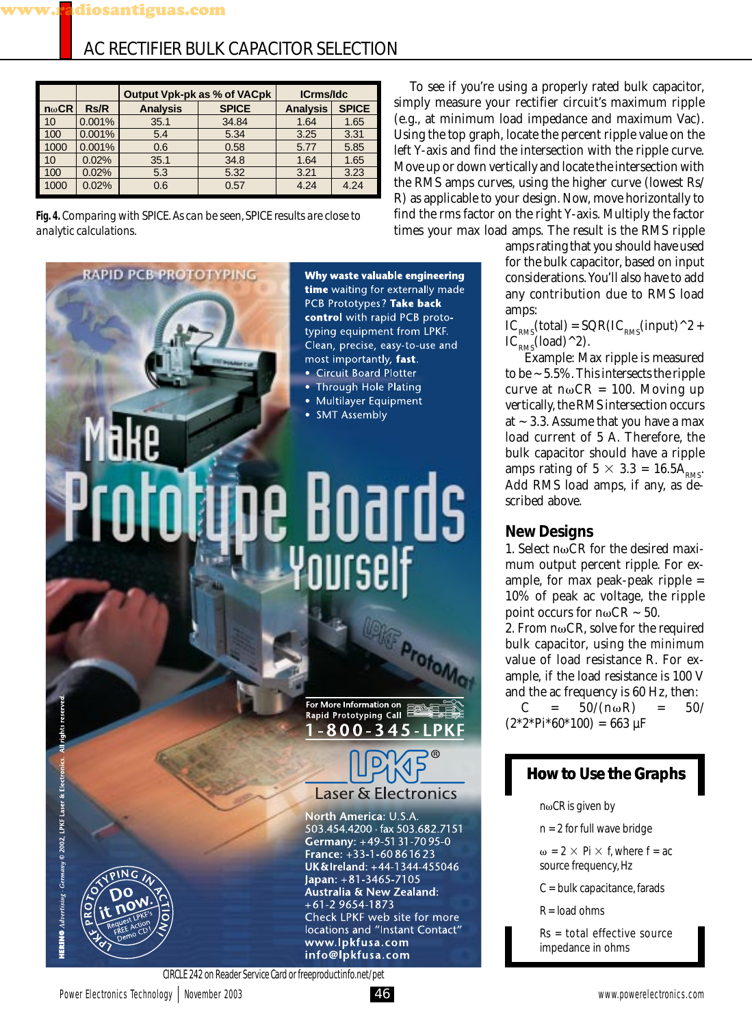## AC RECTIFIER BULK CAPACITOR SELECTION

| | | Output Vpk-pk as % of VACpk | | ICrms/Idc | |
|---|---|---|---|---|---|
| $n\omega CR$ | Rs/R | Analysis | SPICE | Analysis | SPICE |
| 10 | 0.001% | 35.1 | 34.84 | 1.64 | 1.65 |
| 100 | 0.001% | 5.4 | 5.34 | 3.25 | 3.31 |
| 1000 | 0.001% | 0.6 | 0.58 | 5.77 | 5.85 |
| 10 | 0.02% | 35.1 | 34.8 | 1.64 | 1.65 |
| 100 | 0.02% | 5.3 | 5.32 | 3.21 | 3.23 |
| 1000 | 0.02% | 0.6 | 0.57 | 4.24 | 4.24 |

**Fig. 4.** Comparing with SPICE. As can be seen, SPICE results are close to analytic calculations.

To see if you're using a properly rated bulk capacitor, simply measure your rectifier circuit's maximum ripple (e.g., at minimum load impedance and maximum Vac). Using the top graph, locate the percent ripple value on the left Y-axis and find the intersection with the ripple curve. Move up or down vertically and locate the intersection with the RMS amps curves, using the higher curve (lowest Rs/R) as applicable to your design. Now, move horizontally to find the rms factor on the right Y-axis. Multiply the factor times your max load amps. The result is the RMS ripple amps rating that you should have used for the bulk capacitor, based on input considerations. You'll also have to add any contribution due to RMS load amps:

$IC_{RMS}(total) = SQR(IC_{RMS}(input)^2 + IC_{RMS}(load)^2)$.

Example: Max ripple is measured to be ~5.5%. This intersects the ripple curve at $n\omega CR = 100$. Moving up vertically, the RMS intersection occurs at ~3.3. Assume that you have a max load current of 5 A. Therefore, the bulk capacitor should have a ripple amps rating of $5 \times 3.3 = 16.5A_{RMS}$. Add RMS load amps, if any, as described above.

### New Designs

1. Select $n\omega CR$ for the desired maximum output percent ripple. For example, for max peak-peak ripple = 10% of peak ac voltage, the ripple point occurs for $n\omega CR \sim 50$.
2. From $n\omega CR$, solve for the required bulk capacitor, using the minimum value of load resistance R. For example, if the load resistance is 100 V and the ac frequency is 60 Hz, then:

$C = 50/(n\omega R) = 50/(2*2*Pi*60*100) = 663\ \mu F$

### How to Use the Graphs

$n\omega CR$ is given by

n = 2 for full wave bridge

$\omega = 2 \times Pi \times f$, where f = ac source frequency, Hz

C = bulk capacitance, farads

R = load ohms

Rs = total effective source impedance in ohms

CIRCLE 242 on Reader Service Card or freeproductinfo.net/pet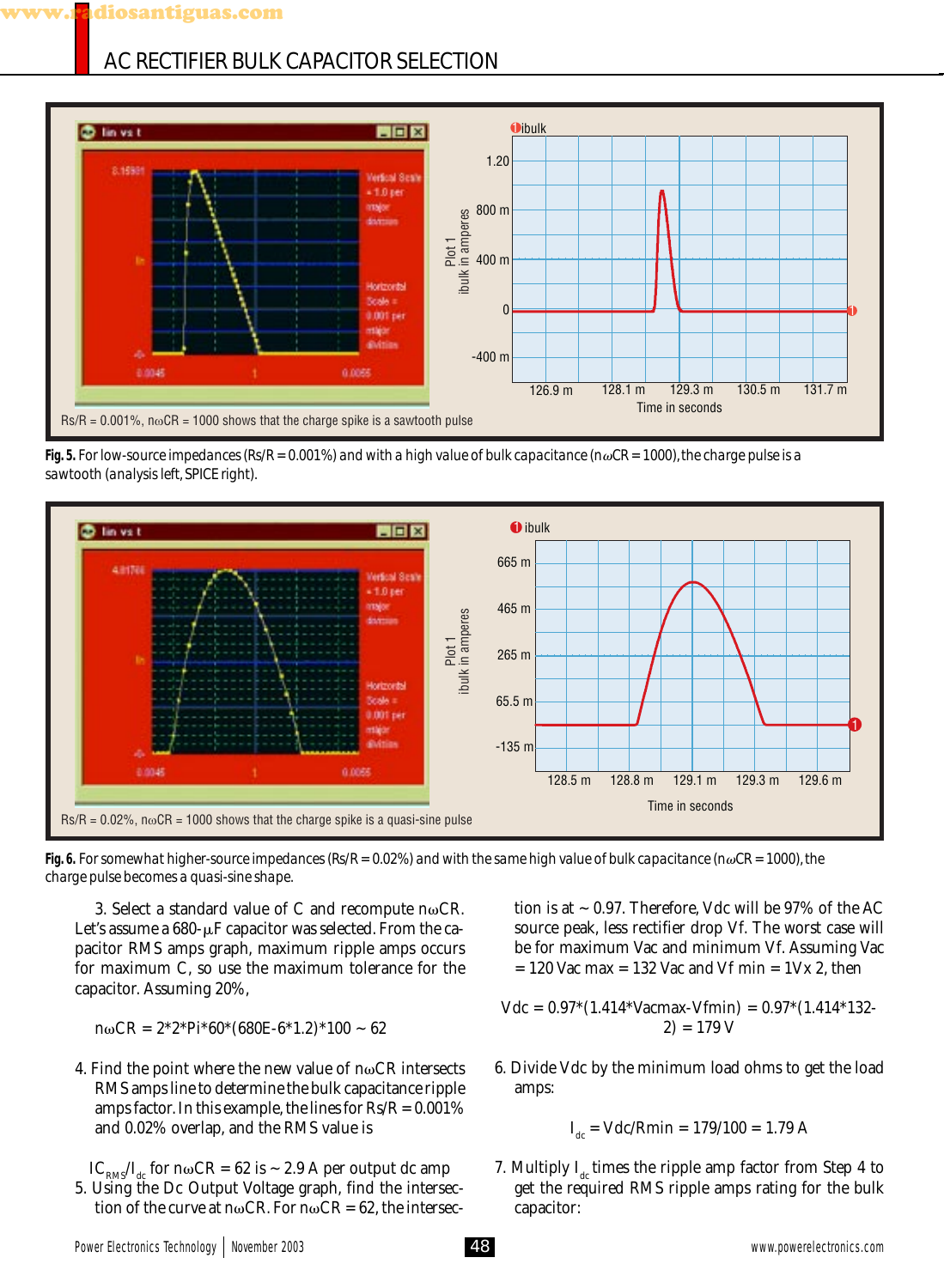Rs/R = 0.001%, nωCR = 1000 shows that the charge spike is a sawtooth pulse

**Fig. 5.** For low-source impedances (Rs/R = 0.001%) and with a high value of bulk capacitance (nωCR = 1000), the charge pulse is a sawtooth (analysis left, SPICE right).

Rs/R = 0.02%, nωCR = 1000 shows that the charge spike is a quasi-sine pulse

**Fig. 6.** For somewhat higher-source impedances (Rs/R = 0.02%) and with the same high value of bulk capacitance (nωCR = 1000), the charge pulse becomes a quasi-sine shape.

3. Select a standard value of C and recompute nωCR. Let's assume a 680-μF capacitor was selected. From the capacitor RMS amps graph, maximum ripple amps occurs for maximum C, so use the maximum tolerance for the capacitor. Assuming 20%,

nωCR = 2*2*Pi*60*(680E-6*1.2)*100 ~ 62

4. Find the point where the new value of nωCR intersects RMS amps line to determine the bulk capacitance ripple amps factor. In this example, the lines for Rs/R = 0.001% and 0.02% overlap, and the RMS value is

$IC_{RMS}/I_{dc}$ for nωCR = 62 is ~ 2.9 A per output dc amp

5. Using the Dc Output Voltage graph, find the intersection of the curve at nωCR. For nωCR = 62, the intersection is at ~ 0.97. Therefore, Vdc will be 97% of the AC source peak, less rectifier drop Vf. The worst case will be for maximum Vac and minimum Vf. Assuming Vac = 120 Vac max = 132 Vac and Vf min = 1V x 2, then

Vdc = 0.97*(1.414*Vacmax-Vfmin) = 0.97*(1.414*132-2) = 179 V

6. Divide Vdc by the minimum load ohms to get the load amps:

$I_{dc}$ = Vdc/Rmin = 179/100 = 1.79 A

7. Multiply $I_{dc}$ times the ripple amp factor from Step 4 to get the required RMS ripple amps rating for the bulk capacitor: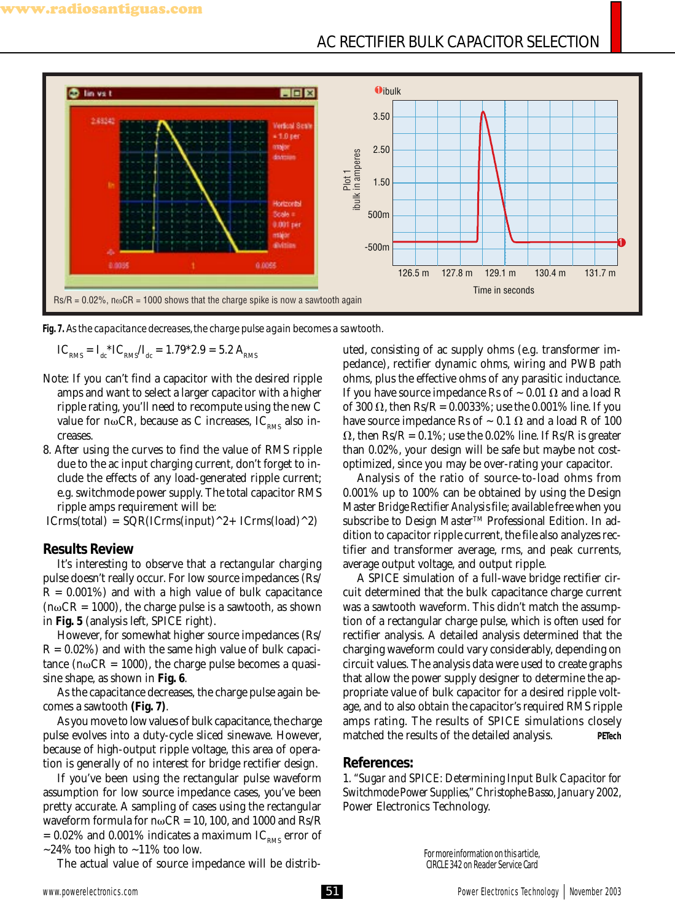Rs/R = 0.02%, nωCR = 1000 shows that the charge spike is now a sawtooth again

ibulk

3.50

2.50

1.50

500m

-500m

Plot 1 ibulk in amperes

126.5 m 127.8 m 129.1 m 130.4 m 131.7 m

Time in seconds

**Fig. 7.** As the capacitance decreases, the charge pulse again becomes a sawtooth.

$IC_{RMS} = I_{dc} * IC_{RMS}/I_{dc} = 1.79*2.9 = 5.2\ A_{RMS}$

Note: If you can't find a capacitor with the desired ripple amps and want to select a larger capacitor with a higher ripple rating, you'll need to recompute using the new C value for nωCR, because as C increases, $IC_{RMS}$ also increases.

8. After using the curves to find the value of RMS ripple due to the ac input charging current, don't forget to include the effects of any load-generated ripple current; e.g. switchmode power supply. The total capacitor RMS ripple amps requirement will be:

ICrms(total) = SQR(ICrms(input)^2+ ICrms(load)^2)

## Results Review

It's interesting to observe that a rectangular charging pulse doesn't really occur. For low source impedances (Rs/R = 0.001%) and with a high value of bulk capacitance (nωCR = 1000), the charge pulse is a sawtooth, as shown in **Fig. 5** (analysis left, SPICE right).

However, for somewhat higher source impedances (Rs/R = 0.02%) and with the same high value of bulk capacitance (nωCR = 1000), the charge pulse becomes a quasi-sine shape, as shown in **Fig. 6**.

As the capacitance decreases, the charge pulse again becomes a sawtooth **(Fig. 7)**.

As you move to low values of bulk capacitance, the charge pulse evolves into a duty-cycle sliced sinewave. However, because of high-output ripple voltage, this area of operation is generally of no interest for bridge rectifier design.

If you've been using the rectangular pulse waveform assumption for low source impedance cases, you've been pretty accurate. A sampling of cases using the rectangular waveform formula for nωCR = 10, 100, and 1000 and Rs/R = 0.02% and 0.001% indicates a maximum $IC_{RMS}$ error of ~24% too high to ~11% too low.

The actual value of source impedance will be distributed, consisting of ac supply ohms (e.g. transformer impedance), rectifier dynamic ohms, wiring and PWB path ohms, plus the effective ohms of any parasitic inductance. If you have source impedance Rs of ~ 0.01 Ω and a load R of 300 Ω, then Rs/R = 0.0033%; use the 0.001% line. If you have source impedance Rs of ~ 0.1 Ω and a load R of 100 Ω, then Rs/R = 0.1%; use the 0.02% line. If Rs/R is greater than 0.02%, your design will be safe but maybe not cost-optimized, since you may be over-rating your capacitor.

Analysis of the ratio of source-to-load ohms from 0.001% up to 100% can be obtained by using the Design Master Bridge Rectifier Analysis file; available free when you subscribe to Design Master™ Professional Edition. In addition to capacitor ripple current, the file also analyzes rectifier and transformer average, rms, and peak currents, average output voltage, and output ripple.

A SPICE simulation of a full-wave bridge rectifier circuit determined that the bulk capacitance charge current was a sawtooth waveform. This didn't match the assumption of a rectangular charge pulse, which is often used for rectifier analysis. A detailed analysis determined that the charging waveform could vary considerably, depending on circuit values. The analysis data were used to create graphs that allow the power supply designer to determine the appropriate value of bulk capacitor for a desired ripple voltage, and to also obtain the capacitor's required RMS ripple amps rating. The results of SPICE simulations closely matched the results of the detailed analysis. **PETech**

## References:

1. "Sugar and SPICE: Determining Input Bulk Capacitor for Switchmode Power Supplies," Christophe Basso, January 2002, Power Electronics Technology.

For more information on this article, CIRCLE 342 on Reader Service Card